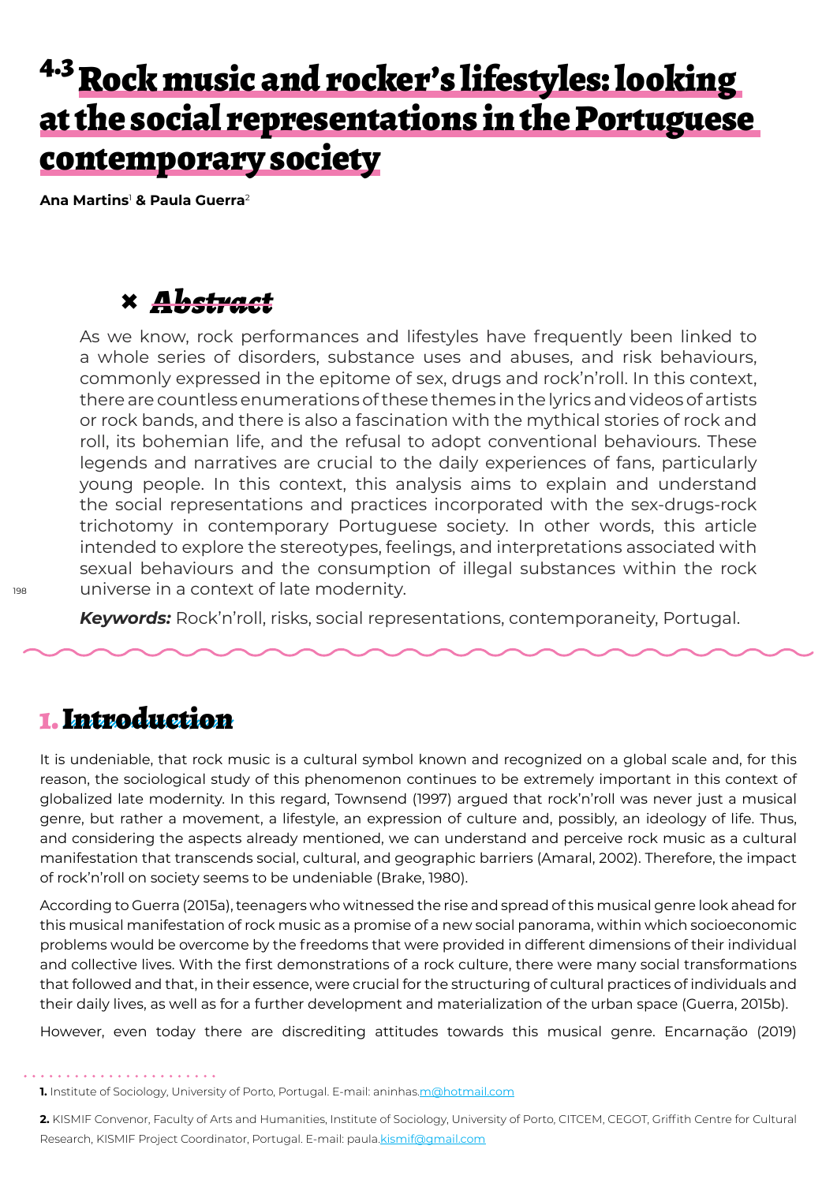# 4.3 Rock music and rocker's lifestyles: looking at the social representations in the Portuguese contemporary society

**Ana Martins**[1] **& Paula Guerra**[2]

## Abstract

As we know, rock performances and lifestyles have frequently been linked to a whole series of disorders, substance uses and abuses, and risk behaviours, commonly expressed in the epitome of sex, drugs and rock'n'roll. In this context, there are countless enumerations of these themes in the lyrics and videos of artists or rock bands, and there is also a fascination with the mythical stories of rock and roll, its bohemian life, and the refusal to adopt conventional behaviours. These legends and narratives are crucial to the daily experiences of fans, particularly young people. In this context, this analysis aims to explain and understand the social representations and practices incorporated with the sex-drugs-rock trichotomy in contemporary Portuguese society. In other words, this article intended to explore the stereotypes, feelings, and interpretations associated with sexual behaviours and the consumption of illegal substances within the rock universe in a context of late modernity.

***Keywords:*** Rock'n'roll, risks, social representations, contemporaneity, Portugal.

## 1. Introduction

It is undeniable, that rock music is a cultural symbol known and recognized on a global scale and, for this reason, the sociological study of this phenomenon continues to be extremely important in this context of globalized late modernity. In this regard, Townsend (1997) argued that rock'n'roll was never just a musical genre, but rather a movement, a lifestyle, an expression of culture and, possibly, an ideology of life. Thus, and considering the aspects already mentioned, we can understand and perceive rock music as a cultural manifestation that transcends social, cultural, and geographic barriers (Amaral, 2002). Therefore, the impact of rock'n'roll on society seems to be undeniable (Brake, 1980).

According to Guerra (2015a), teenagers who witnessed the rise and spread of this musical genre look ahead for this musical manifestation of rock music as a promise of a new social panorama, within which socioeconomic problems would be overcome by the freedoms that were provided in different dimensions of their individual and collective lives. With the first demonstrations of a rock culture, there were many social transformations that followed and that, in their essence, were crucial for the structuring of cultural practices of individuals and their daily lives, as well as for a further development and materialization of the urban space (Guerra, 2015b).

However, even today there are discrediting attitudes towards this musical genre. Encarnação (2019)

---

**1.** Institute of Sociology, University of Porto, Portugal. E-mail: aninhas.m@hotmail.com

**2.** KISMIF Convenor, Faculty of Arts and Humanities, Institute of Sociology, University of Porto, CITCEM, CEGOT, Griffith Centre for Cultural Research, KISMIF Project Coordinator, Portugal. E-mail: paula.kismif@gmail.com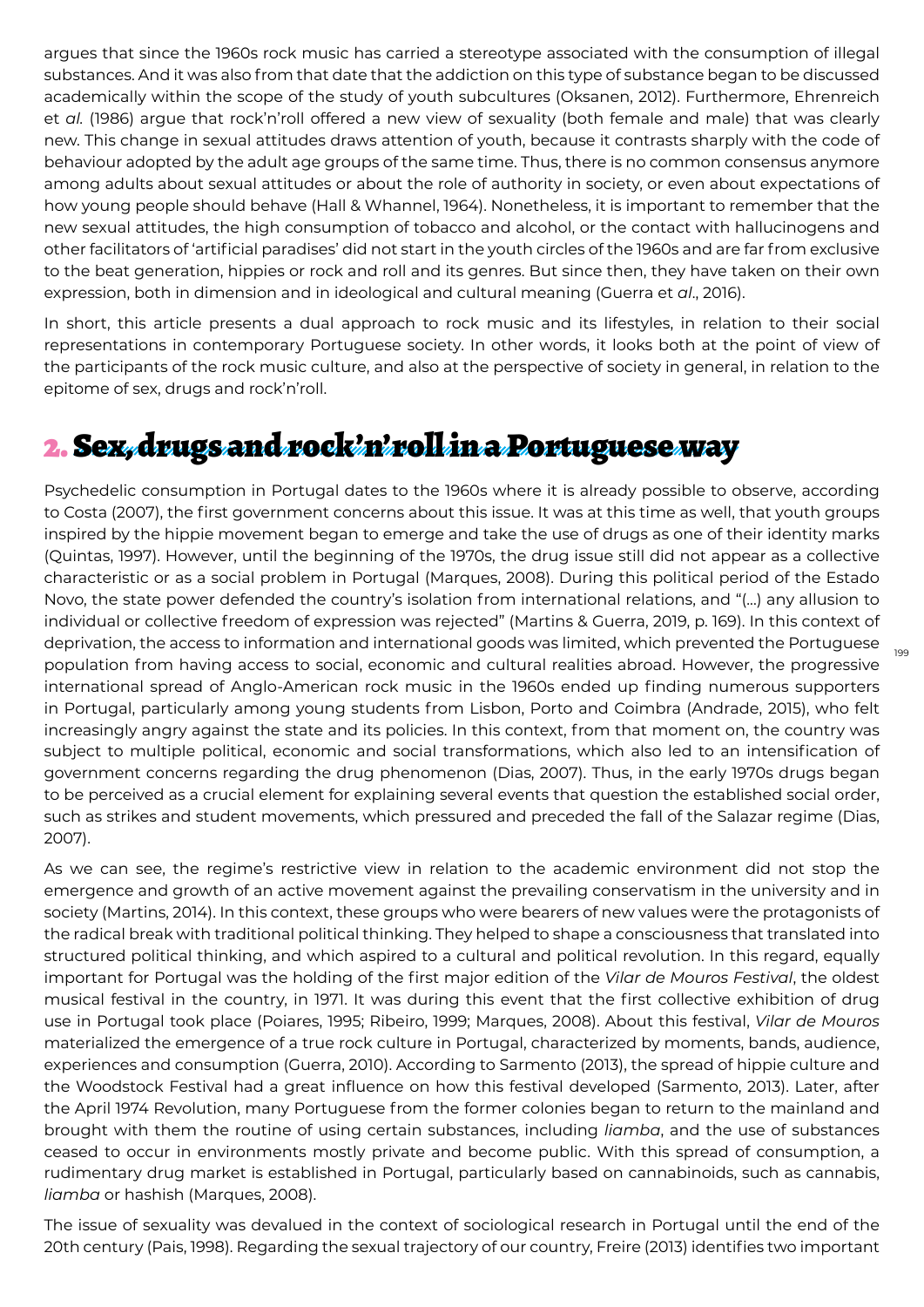argues that since the 1960s rock music has carried a stereotype associated with the consumption of illegal substances. And it was also from that date that the addiction on this type of substance began to be discussed academically within the scope of the study of youth subcultures (Oksanen, 2012). Furthermore, Ehrenreich et *al.* (1986) argue that rock'n'roll offered a new view of sexuality (both female and male) that was clearly new. This change in sexual attitudes draws attention of youth, because it contrasts sharply with the code of behaviour adopted by the adult age groups of the same time. Thus, there is no common consensus anymore among adults about sexual attitudes or about the role of authority in society, or even about expectations of how young people should behave (Hall & Whannel, 1964). Nonetheless, it is important to remember that the new sexual attitudes, the high consumption of tobacco and alcohol, or the contact with hallucinogens and other facilitators of 'artificial paradises' did not start in the youth circles of the 1960s and are far from exclusive to the beat generation, hippies or rock and roll and its genres. But since then, they have taken on their own expression, both in dimension and in ideological and cultural meaning (Guerra et *al*., 2016).

In short, this article presents a dual approach to rock music and its lifestyles, in relation to their social representations in contemporary Portuguese society. In other words, it looks both at the point of view of the participants of the rock music culture, and also at the perspective of society in general, in relation to the epitome of sex, drugs and rock'n'roll.

## 2. Sex, drugs and rock'n'roll in a Portuguese way

Psychedelic consumption in Portugal dates to the 1960s where it is already possible to observe, according to Costa (2007), the first government concerns about this issue. It was at this time as well, that youth groups inspired by the hippie movement began to emerge and take the use of drugs as one of their identity marks (Quintas, 1997). However, until the beginning of the 1970s, the drug issue still did not appear as a collective characteristic or as a social problem in Portugal (Marques, 2008). During this political period of the Estado Novo, the state power defended the country's isolation from international relations, and "(…) any allusion to individual or collective freedom of expression was rejected" (Martins & Guerra, 2019, p. 169). In this context of deprivation, the access to information and international goods was limited, which prevented the Portuguese population from having access to social, economic and cultural realities abroad. However, the progressive international spread of Anglo-American rock music in the 1960s ended up finding numerous supporters in Portugal, particularly among young students from Lisbon, Porto and Coimbra (Andrade, 2015), who felt increasingly angry against the state and its policies. In this context, from that moment on, the country was subject to multiple political, economic and social transformations, which also led to an intensification of government concerns regarding the drug phenomenon (Dias, 2007). Thus, in the early 1970s drugs began to be perceived as a crucial element for explaining several events that question the established social order, such as strikes and student movements, which pressured and preceded the fall of the Salazar regime (Dias, 2007).

As we can see, the regime's restrictive view in relation to the academic environment did not stop the emergence and growth of an active movement against the prevailing conservatism in the university and in society (Martins, 2014). In this context, these groups who were bearers of new values were the protagonists of the radical break with traditional political thinking. They helped to shape a consciousness that translated into structured political thinking, and which aspired to a cultural and political revolution. In this regard, equally important for Portugal was the holding of the first major edition of the *Vilar de Mouros Festival*, the oldest musical festival in the country, in 1971. It was during this event that the first collective exhibition of drug use in Portugal took place (Poiares, 1995; Ribeiro, 1999; Marques, 2008). About this festival, *Vilar de Mouros* materialized the emergence of a true rock culture in Portugal, characterized by moments, bands, audience, experiences and consumption (Guerra, 2010). According to Sarmento (2013), the spread of hippie culture and the Woodstock Festival had a great influence on how this festival developed (Sarmento, 2013). Later, after the April 1974 Revolution, many Portuguese from the former colonies began to return to the mainland and brought with them the routine of using certain substances, including *liamba*, and the use of substances ceased to occur in environments mostly private and become public. With this spread of consumption, a rudimentary drug market is established in Portugal, particularly based on cannabinoids, such as cannabis, *liamba* or hashish (Marques, 2008).

The issue of sexuality was devalued in the context of sociological research in Portugal until the end of the 20th century (Pais, 1998). Regarding the sexual trajectory of our country, Freire (2013) identifies two important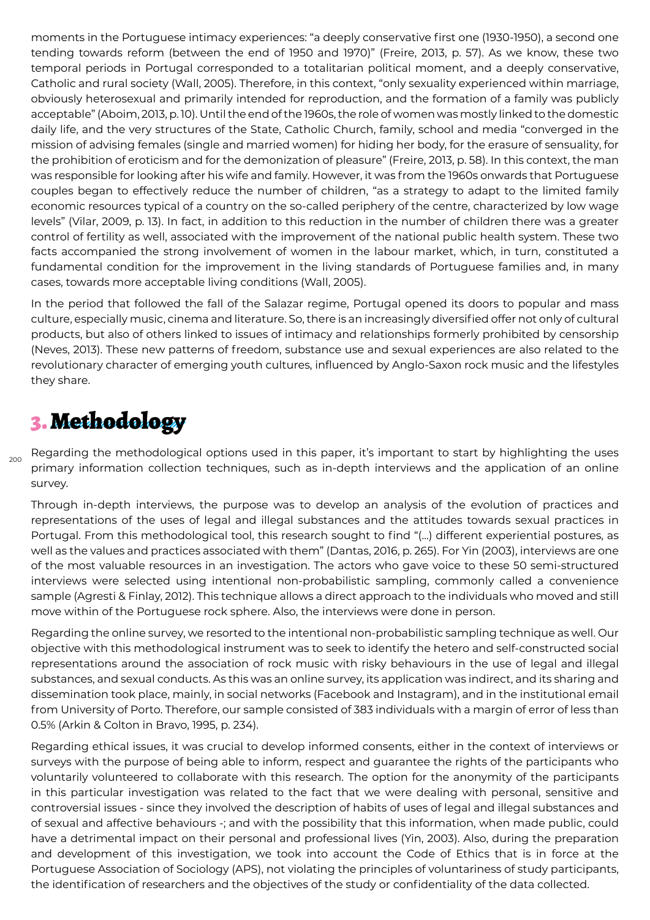moments in the Portuguese intimacy experiences: “a deeply conservative first one (1930-1950), a second one tending towards reform (between the end of 1950 and 1970)” (Freire, 2013, p. 57). As we know, these two temporal periods in Portugal corresponded to a totalitarian political moment, and a deeply conservative, Catholic and rural society (Wall, 2005). Therefore, in this context, “only sexuality experienced within marriage, obviously heterosexual and primarily intended for reproduction, and the formation of a family was publicly acceptable” (Aboim, 2013, p. 10). Until the end of the 1960s, the role of women was mostly linked to the domestic daily life, and the very structures of the State, Catholic Church, family, school and media “converged in the mission of advising females (single and married women) for hiding her body, for the erasure of sensuality, for the prohibition of eroticism and for the demonization of pleasure” (Freire, 2013, p. 58). In this context, the man was responsible for looking after his wife and family. However, it was from the 1960s onwards that Portuguese couples began to effectively reduce the number of children, “as a strategy to adapt to the limited family economic resources typical of a country on the so-called periphery of the centre, characterized by low wage levels” (Vilar, 2009, p. 13). In fact, in addition to this reduction in the number of children there was a greater control of fertility as well, associated with the improvement of the national public health system. These two facts accompanied the strong involvement of women in the labour market, which, in turn, constituted a fundamental condition for the improvement in the living standards of Portuguese families and, in many cases, towards more acceptable living conditions (Wall, 2005).

In the period that followed the fall of the Salazar regime, Portugal opened its doors to popular and mass culture, especially music, cinema and literature. So, there is an increasingly diversified offer not only of cultural products, but also of others linked to issues of intimacy and relationships formerly prohibited by censorship (Neves, 2013). These new patterns of freedom, substance use and sexual experiences are also related to the revolutionary character of emerging youth cultures, influenced by Anglo-Saxon rock music and the lifestyles they share.

# 3. Methodology

Regarding the methodological options used in this paper, it’s important to start by highlighting the uses primary information collection techniques, such as in-depth interviews and the application of an online survey.

Through in-depth interviews, the purpose was to develop an analysis of the evolution of practices and representations of the uses of legal and illegal substances and the attitudes towards sexual practices in Portugal. From this methodological tool, this research sought to find “(...) different experiential postures, as well as the values and practices associated with them” (Dantas, 2016, p. 265). For Yin (2003), interviews are one of the most valuable resources in an investigation. The actors who gave voice to these 50 semi-structured interviews were selected using intentional non-probabilistic sampling, commonly called a convenience sample (Agresti & Finlay, 2012). This technique allows a direct approach to the individuals who moved and still move within of the Portuguese rock sphere. Also, the interviews were done in person.

Regarding the online survey, we resorted to the intentional non-probabilistic sampling technique as well. Our objective with this methodological instrument was to seek to identify the hetero and self-constructed social representations around the association of rock music with risky behaviours in the use of legal and illegal substances, and sexual conducts. As this was an online survey, its application was indirect, and its sharing and dissemination took place, mainly, in social networks (Facebook and Instagram), and in the institutional email from University of Porto. Therefore, our sample consisted of 383 individuals with a margin of error of less than 0.5% (Arkin & Colton in Bravo, 1995, p. 234).

Regarding ethical issues, it was crucial to develop informed consents, either in the context of interviews or surveys with the purpose of being able to inform, respect and guarantee the rights of the participants who voluntarily volunteered to collaborate with this research. The option for the anonymity of the participants in this particular investigation was related to the fact that we were dealing with personal, sensitive and controversial issues - since they involved the description of habits of uses of legal and illegal substances and of sexual and affective behaviours -; and with the possibility that this information, when made public, could have a detrimental impact on their personal and professional lives (Yin, 2003). Also, during the preparation and development of this investigation, we took into account the Code of Ethics that is in force at the Portuguese Association of Sociology (APS), not violating the principles of voluntariness of study participants, the identification of researchers and the objectives of the study or confidentiality of the data collected.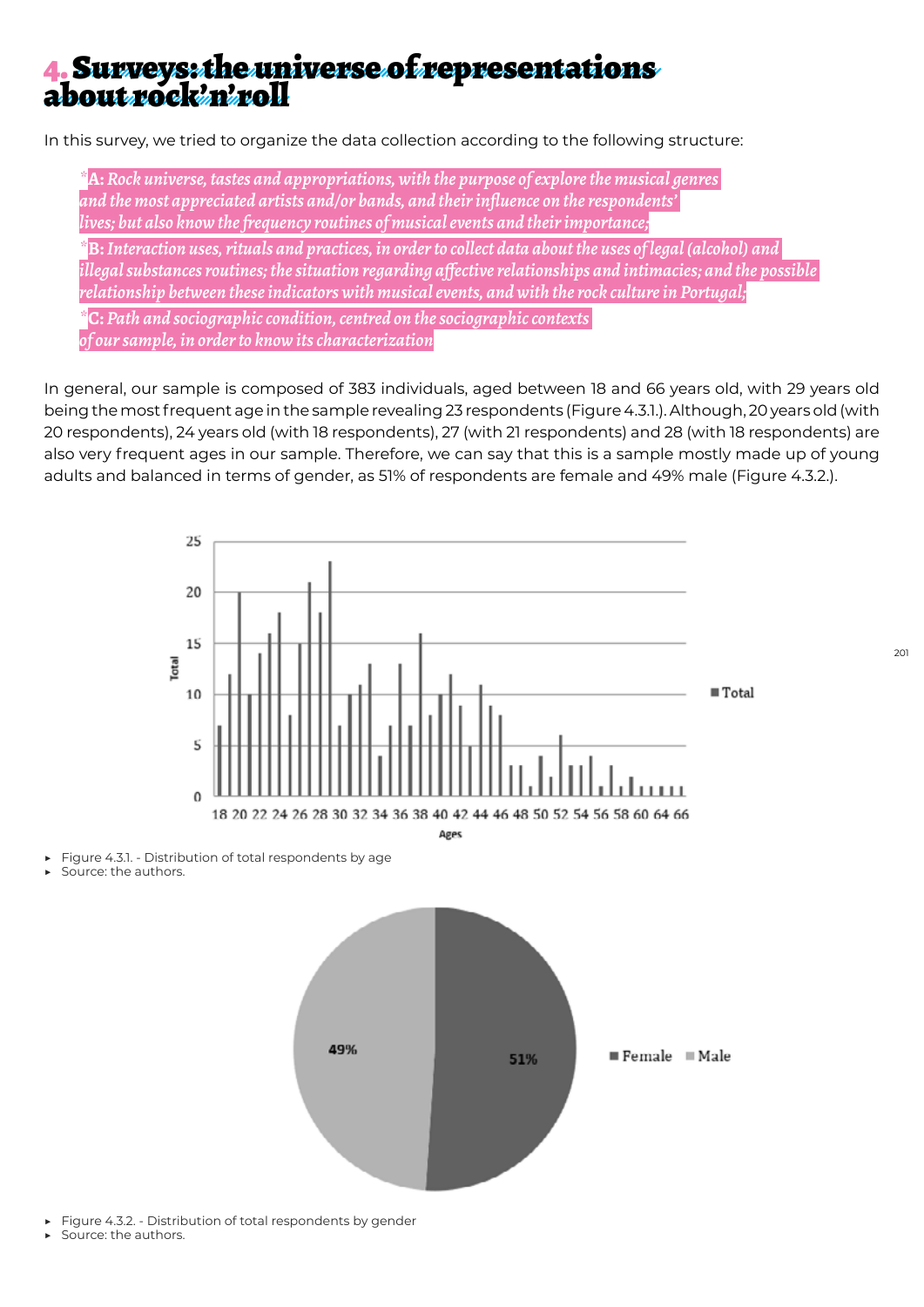# 4. Surveys: the universe of representations about rock'n'roll

In this survey, we tried to organize the data collection according to the following structure:

- ***A:** Rock universe, tastes and appropriations, with the purpose of explore the musical genres and the most appreciated artists and/or bands, and their influence on the respondents' lives; but also know the frequency routines of musical events and their importance;*
- ***B:** Interaction uses, rituals and practices, in order to collect data about the uses of legal (alcohol) and illegal substances routines; the situation regarding affective relationships and intimacies; and the possible relationship between these indicators with musical events, and with the rock culture in Portugal;*
- ***C:** Path and sociographic condition, centred on the sociographic contexts of our sample, in order to know its characterization*

In general, our sample is composed of 383 individuals, aged between 18 and 66 years old, with 29 years old being the most frequent age in the sample revealing 23 respondents (Figure 4.3.1.). Although, 20 years old (with 20 respondents), 24 years old (with 18 respondents), 27 (with 21 respondents) and 28 (with 18 respondents) are also very frequent ages in our sample. Therefore, we can say that this is a sample mostly made up of young adults and balanced in terms of gender, as 51% of respondents are female and 49% male (Figure 4.3.2.).

- Figure 4.3.1. - Distribution of total respondents by age
- Source: the authors.

- Figure 4.3.2. - Distribution of total respondents by gender
- Source: the authors.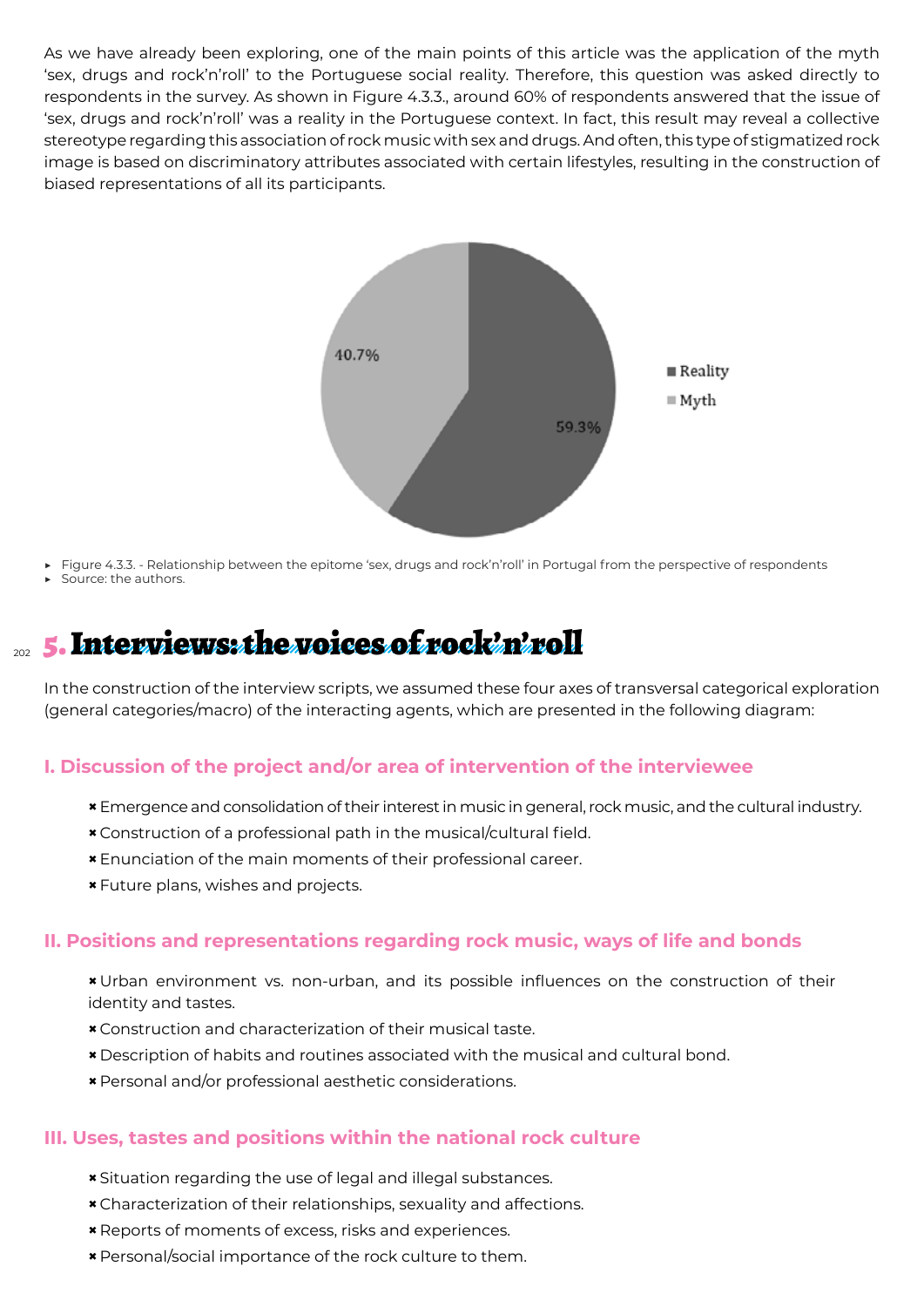As we have already been exploring, one of the main points of this article was the application of the myth 'sex, drugs and rock'n'roll' to the Portuguese social reality. Therefore, this question was asked directly to respondents in the survey. As shown in Figure 4.3.3., around 60% of respondents answered that the issue of 'sex, drugs and rock'n'roll' was a reality in the Portuguese context. In fact, this result may reveal a collective stereotype regarding this association of rock music with sex and drugs. And often, this type of stigmatized rock image is based on discriminatory attributes associated with certain lifestyles, resulting in the construction of biased representations of all its participants.

| | % |
|---|---|
| Reality | 59.3% |
| Myth | 40.7% |

- Figure 4.3.3. - Relationship between the epitome 'sex, drugs and rock'n'roll' in Portugal from the perspective of respondents
- Source: the authors.

# 5. Interviews: the voices of rock'n'roll

In the construction of the interview scripts, we assumed these four axes of transversal categorical exploration (general categories/macro) of the interacting agents, which are presented in the following diagram:

### I. Discussion of the project and/or area of intervention of the interviewee

- Emergence and consolidation of their interest in music in general, rock music, and the cultural industry.
- Construction of a professional path in the musical/cultural field.
- Enunciation of the main moments of their professional career.
- Future plans, wishes and projects.

### II. Positions and representations regarding rock music, ways of life and bonds

- Urban environment vs. non-urban, and its possible influences on the construction of their identity and tastes.
- Construction and characterization of their musical taste.
- Description of habits and routines associated with the musical and cultural bond.
- Personal and/or professional aesthetic considerations.

### III. Uses, tastes and positions within the national rock culture

- Situation regarding the use of legal and illegal substances.
- Characterization of their relationships, sexuality and affections.
- Reports of moments of excess, risks and experiences.
- Personal/social importance of the rock culture to them.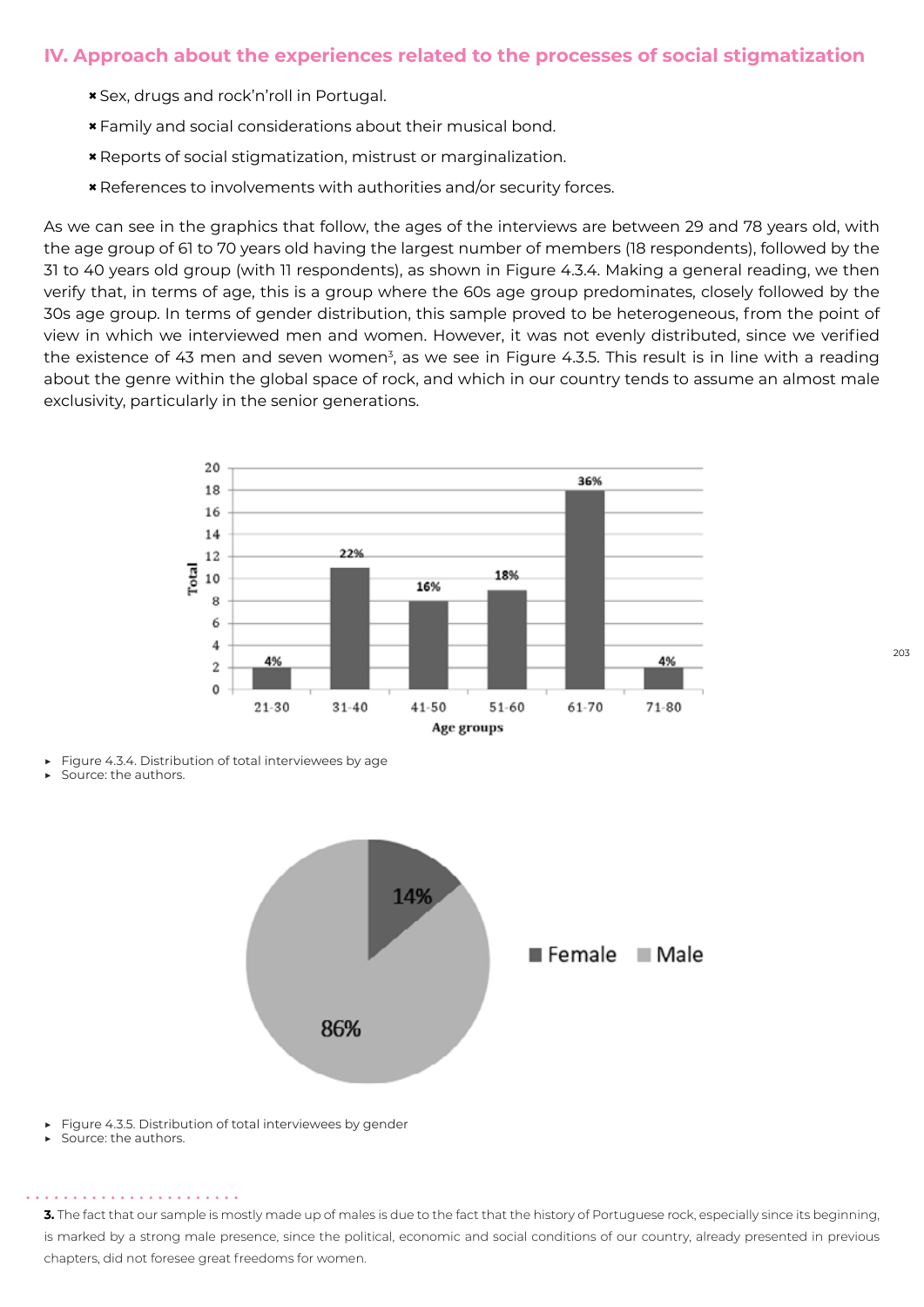## IV. Approach about the experiences related to the processes of social stigmatization

- Sex, drugs and rock'n'roll in Portugal.
- Family and social considerations about their musical bond.
- Reports of social stigmatization, mistrust or marginalization.
- References to involvements with authorities and/or security forces.

As we can see in the graphics that follow, the ages of the interviews are between 29 and 78 years old, with the age group of 61 to 70 years old having the largest number of members (18 respondents), followed by the 31 to 40 years old group (with 11 respondents), as shown in Figure 4.3.4. Making a general reading, we then verify that, in terms of age, this is a group where the 60s age group predominates, closely followed by the 30s age group. In terms of gender distribution, this sample proved to be heterogeneous, from the point of view in which we interviewed men and women. However, it was not evenly distributed, since we verified the existence of 43 men and seven women[3], as we see in Figure 4.3.5. This result is in line with a reading about the genre within the global space of rock, and which in our country tends to assume an almost male exclusivity, particularly in the senior generations.

- Figure 4.3.4. Distribution of total interviewees by age
- Source: the authors.

- Figure 4.3.5. Distribution of total interviewees by gender
- Source: the authors.

**3.** The fact that our sample is mostly made up of males is due to the fact that the history of Portuguese rock, especially since its beginning, is marked by a strong male presence, since the political, economic and social conditions of our country, already presented in previous chapters, did not foresee great freedoms for women.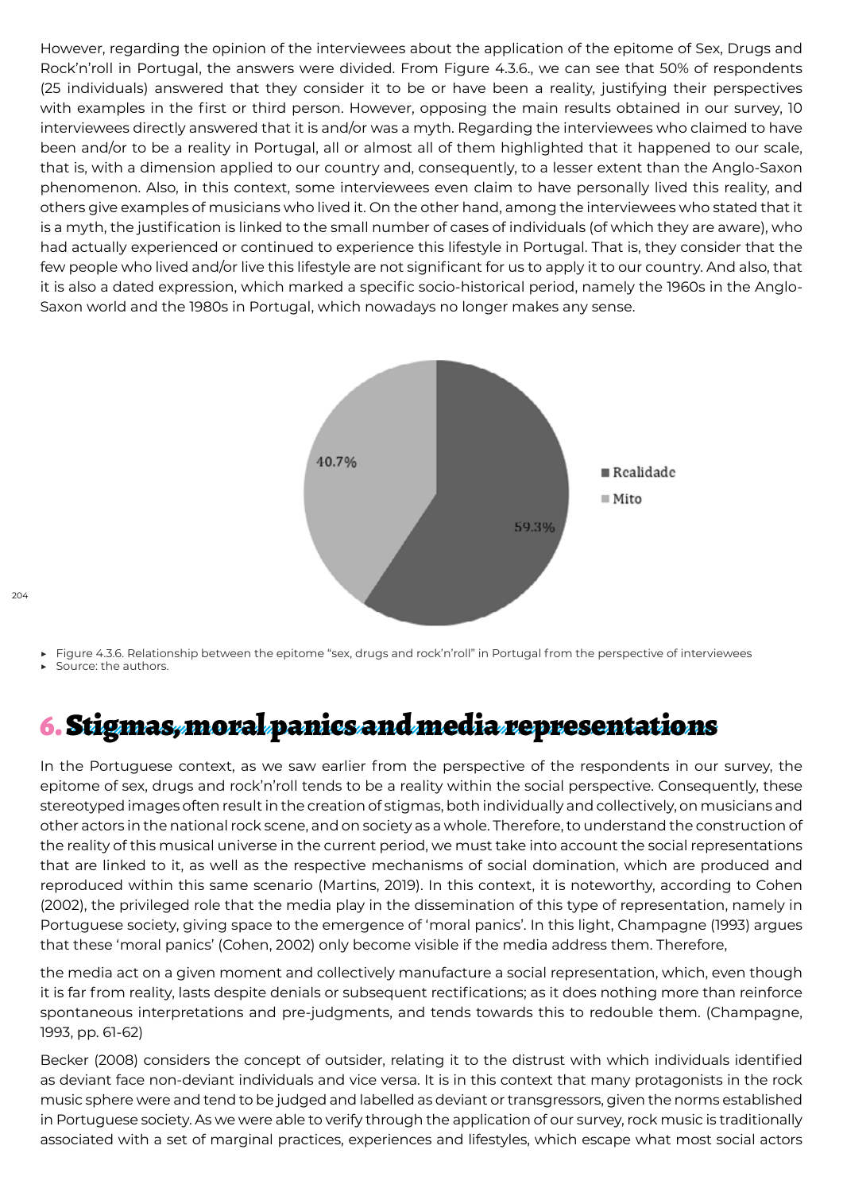However, regarding the opinion of the interviewees about the application of the epitome of Sex, Drugs and Rock'n'roll in Portugal, the answers were divided. From Figure 4.3.6., we can see that 50% of respondents (25 individuals) answered that they consider it to be or have been a reality, justifying their perspectives with examples in the first or third person. However, opposing the main results obtained in our survey, 10 interviewees directly answered that it is and/or was a myth. Regarding the interviewees who claimed to have been and/or to be a reality in Portugal, all or almost all of them highlighted that it happened to our scale, that is, with a dimension applied to our country and, consequently, to a lesser extent than the Anglo-Saxon phenomenon. Also, in this context, some interviewees even claim to have personally lived this reality, and others give examples of musicians who lived it. On the other hand, among the interviewees who stated that it is a myth, the justification is linked to the small number of cases of individuals (of which they are aware), who had actually experienced or continued to experience this lifestyle in Portugal. That is, they consider that the few people who lived and/or live this lifestyle are not significant for us to apply it to our country. And also, that it is also a dated expression, which marked a specific socio-historical period, namely the 1960s in the Anglo-Saxon world and the 1980s in Portugal, which nowadays no longer makes any sense.

| | % |
|---|---|
| Realidade | 59.3% |
| Mito | 40.7% |

- Figure 4.3.6. Relationship between the epitome "sex, drugs and rock'n'roll" in Portugal from the perspective of interviewees
- Source: the authors.

# 6. Stigmas, moral panics and media representations

In the Portuguese context, as we saw earlier from the perspective of the respondents in our survey, the epitome of sex, drugs and rock'n'roll tends to be a reality within the social perspective. Consequently, these stereotyped images often result in the creation of stigmas, both individually and collectively, on musicians and other actors in the national rock scene, and on society as a whole. Therefore, to understand the construction of the reality of this musical universe in the current period, we must take into account the social representations that are linked to it, as well as the respective mechanisms of social domination, which are produced and reproduced within this same scenario (Martins, 2019). In this context, it is noteworthy, according to Cohen (2002), the privileged role that the media play in the dissemination of this type of representation, namely in Portuguese society, giving space to the emergence of 'moral panics'. In this light, Champagne (1993) argues that these 'moral panics' (Cohen, 2002) only become visible if the media address them. Therefore,

> the media act on a given moment and collectively manufacture a social representation, which, even though it is far from reality, lasts despite denials or subsequent rectifications; as it does nothing more than reinforce spontaneous interpretations and pre-judgments, and tends towards this to redouble them. (Champagne, 1993, pp. 61-62)

Becker (2008) considers the concept of outsider, relating it to the distrust with which individuals identified as deviant face non-deviant individuals and vice versa. It is in this context that many protagonists in the rock music sphere were and tend to be judged and labelled as deviant or transgressors, given the norms established in Portuguese society. As we were able to verify through the application of our survey, rock music is traditionally associated with a set of marginal practices, experiences and lifestyles, which escape what most social actors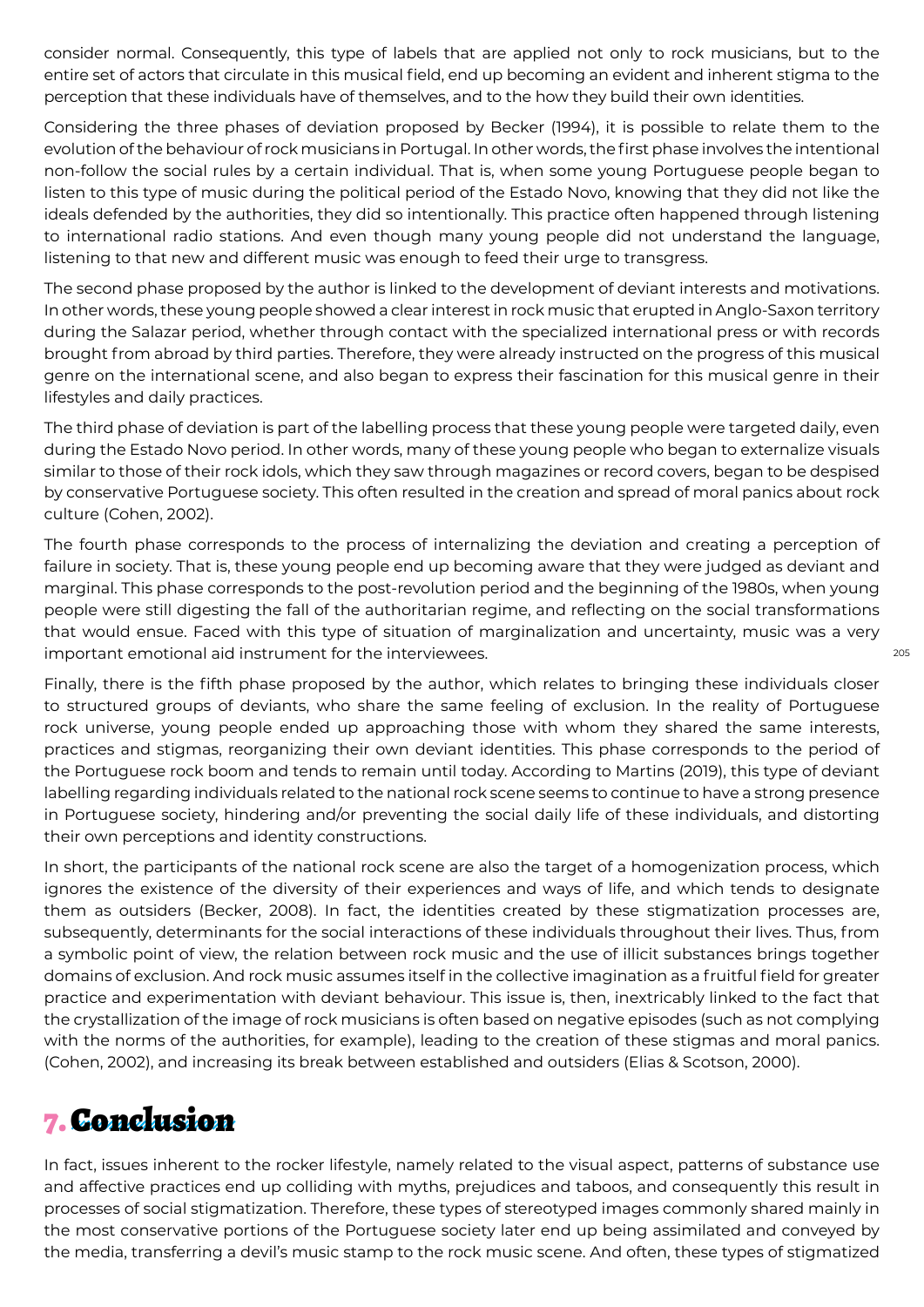consider normal. Consequently, this type of labels that are applied not only to rock musicians, but to the entire set of actors that circulate in this musical field, end up becoming an evident and inherent stigma to the perception that these individuals have of themselves, and to the how they build their own identities.

Considering the three phases of deviation proposed by Becker (1994), it is possible to relate them to the evolution of the behaviour of rock musicians in Portugal. In other words, the first phase involves the intentional non-follow the social rules by a certain individual. That is, when some young Portuguese people began to listen to this type of music during the political period of the Estado Novo, knowing that they did not like the ideals defended by the authorities, they did so intentionally. This practice often happened through listening to international radio stations. And even though many young people did not understand the language, listening to that new and different music was enough to feed their urge to transgress.

The second phase proposed by the author is linked to the development of deviant interests and motivations. In other words, these young people showed a clear interest in rock music that erupted in Anglo-Saxon territory during the Salazar period, whether through contact with the specialized international press or with records brought from abroad by third parties. Therefore, they were already instructed on the progress of this musical genre on the international scene, and also began to express their fascination for this musical genre in their lifestyles and daily practices.

The third phase of deviation is part of the labelling process that these young people were targeted daily, even during the Estado Novo period. In other words, many of these young people who began to externalize visuals similar to those of their rock idols, which they saw through magazines or record covers, began to be despised by conservative Portuguese society. This often resulted in the creation and spread of moral panics about rock culture (Cohen, 2002).

The fourth phase corresponds to the process of internalizing the deviation and creating a perception of failure in society. That is, these young people end up becoming aware that they were judged as deviant and marginal. This phase corresponds to the post-revolution period and the beginning of the 1980s, when young people were still digesting the fall of the authoritarian regime, and reflecting on the social transformations that would ensue. Faced with this type of situation of marginalization and uncertainty, music was a very important emotional aid instrument for the interviewees.

Finally, there is the fifth phase proposed by the author, which relates to bringing these individuals closer to structured groups of deviants, who share the same feeling of exclusion. In the reality of Portuguese rock universe, young people ended up approaching those with whom they shared the same interests, practices and stigmas, reorganizing their own deviant identities. This phase corresponds to the period of the Portuguese rock boom and tends to remain until today. According to Martins (2019), this type of deviant labelling regarding individuals related to the national rock scene seems to continue to have a strong presence in Portuguese society, hindering and/or preventing the social daily life of these individuals, and distorting their own perceptions and identity constructions.

In short, the participants of the national rock scene are also the target of a homogenization process, which ignores the existence of the diversity of their experiences and ways of life, and which tends to designate them as outsiders (Becker, 2008). In fact, the identities created by these stigmatization processes are, subsequently, determinants for the social interactions of these individuals throughout their lives. Thus, from a symbolic point of view, the relation between rock music and the use of illicit substances brings together domains of exclusion. And rock music assumes itself in the collective imagination as a fruitful field for greater practice and experimentation with deviant behaviour. This issue is, then, inextricably linked to the fact that the crystallization of the image of rock musicians is often based on negative episodes (such as not complying with the norms of the authorities, for example), leading to the creation of these stigmas and moral panics. (Cohen, 2002), and increasing its break between established and outsiders (Elias & Scotson, 2000).

# 7. Conclusion

In fact, issues inherent to the rocker lifestyle, namely related to the visual aspect, patterns of substance use and affective practices end up colliding with myths, prejudices and taboos, and consequently this result in processes of social stigmatization. Therefore, these types of stereotyped images commonly shared mainly in the most conservative portions of the Portuguese society later end up being assimilated and conveyed by the media, transferring a devil's music stamp to the rock music scene. And often, these types of stigmatized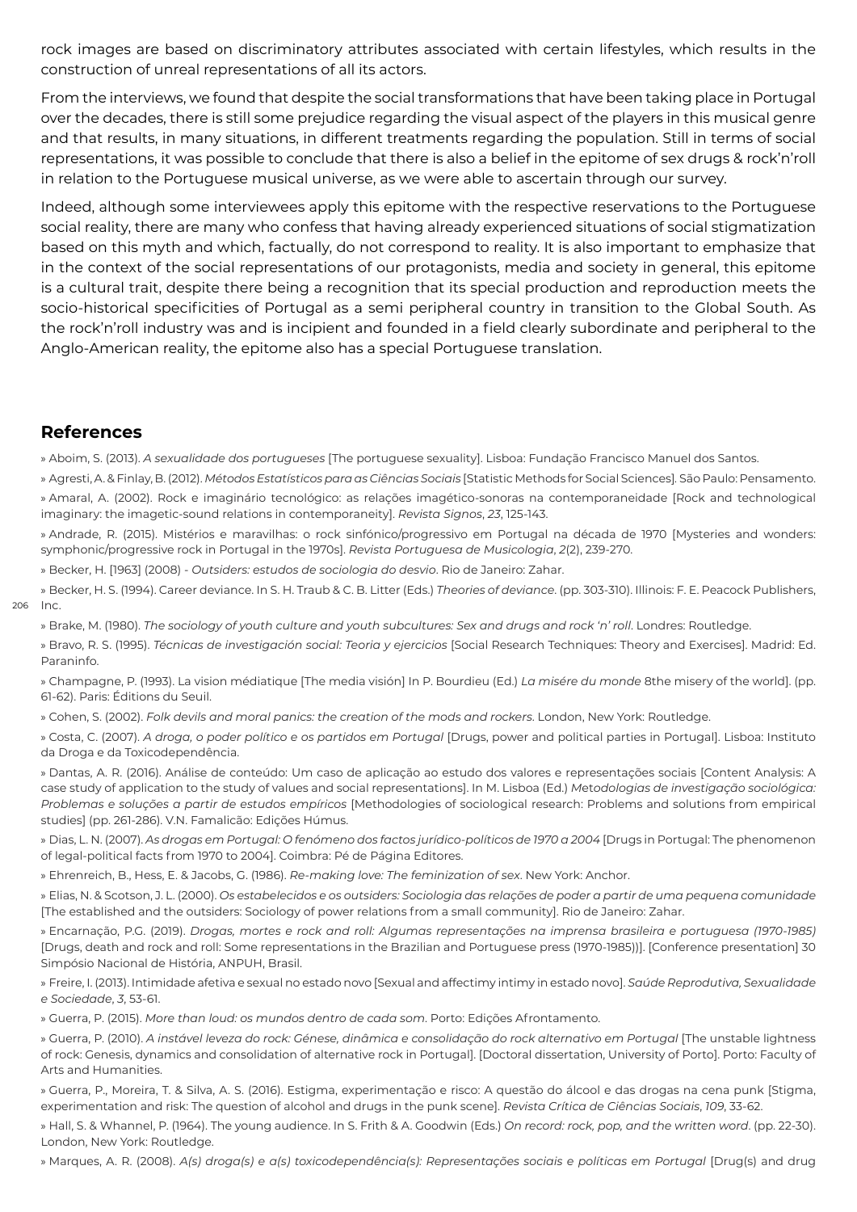rock images are based on discriminatory attributes associated with certain lifestyles, which results in the construction of unreal representations of all its actors.

From the interviews, we found that despite the social transformations that have been taking place in Portugal over the decades, there is still some prejudice regarding the visual aspect of the players in this musical genre and that results, in many situations, in different treatments regarding the population. Still in terms of social representations, it was possible to conclude that there is also a belief in the epitome of sex drugs & rock'n'roll in relation to the Portuguese musical universe, as we were able to ascertain through our survey.

Indeed, although some interviewees apply this epitome with the respective reservations to the Portuguese social reality, there are many who confess that having already experienced situations of social stigmatization based on this myth and which, factually, do not correspond to reality. It is also important to emphasize that in the context of the social representations of our protagonists, media and society in general, this epitome is a cultural trait, despite there being a recognition that its special production and reproduction meets the socio-historical specificities of Portugal as a semi peripheral country in transition to the Global South. As the rock'n'roll industry was and is incipient and founded in a field clearly subordinate and peripheral to the Anglo-American reality, the epitome also has a special Portuguese translation.

## References

» Aboim, S. (2013). *A sexualidade dos portugueses* [The portuguese sexuality]. Lisboa: Fundação Francisco Manuel dos Santos.

» Agresti, A. & Finlay, B. (2012). *Métodos Estatísticos para as Ciências Sociais* [Statistic Methods for Social Sciences]. São Paulo: Pensamento.

» Amaral, A. (2002). Rock e imaginário tecnológico: as relações imagético-sonoras na contemporaneidade [Rock and technological imaginary: the imagetic-sound relations in contemporaneity]. *Revista Signos*, *23*, 125-143.

» Andrade, R. (2015). Mistérios e maravilhas: o rock sinfónico/progressivo em Portugal na década de 1970 [Mysteries and wonders: symphonic/progressive rock in Portugal in the 1970s]. *Revista Portuguesa de Musicologia*, *2*(2), 239-270.

» Becker, H. [1963] (2008) - *Outsiders: estudos de sociologia do desvio*. Rio de Janeiro: Zahar.

» Becker, H. S. (1994). Career deviance. In S. H. Traub & C. B. Litter (Eds.) *Theories of deviance*. (pp. 303-310). Illinois: F. E. Peacock Publishers, Inc.

» Brake, M. (1980). *The sociology of youth culture and youth subcultures: Sex and drugs and rock 'n' roll*. Londres: Routledge.

» Bravo, R. S. (1995). *Técnicas de investigación social: Teoria y ejercicios* [Social Research Techniques: Theory and Exercises]. Madrid: Ed. Paraninfo.

» Champagne, P. (1993). La vision médiatique [The media visión] In P. Bourdieu (Ed.) *La misére du monde* 8the misery of the world]. (pp. 61-62). Paris: Éditions du Seuil.

» Cohen, S. (2002). *Folk devils and moral panics: the creation of the mods and rockers*. London, New York: Routledge.

» Costa, C. (2007). *A droga, o poder político e os partidos em Portugal* [Drugs, power and political parties in Portugal]. Lisboa: Instituto da Droga e da Toxicodependência.

» Dantas, A. R. (2016). Análise de conteúdo: Um caso de aplicação ao estudo dos valores e representações sociais [Content Analysis: A case study of application to the study of values and social representations]. In M. Lisboa (Ed.) *Metodologias de investigação sociológica: Problemas e soluções a partir de estudos empíricos* [Methodologies of sociological research: Problems and solutions from empirical studies] (pp. 261-286). V.N. Famalicão: Edições Húmus.

» Dias, L. N. (2007). *As drogas em Portugal: O fenómeno dos factos jurídico-políticos de 1970 a 2004* [Drugs in Portugal: The phenomenon of legal-political facts from 1970 to 2004]. Coimbra: Pé de Página Editores.

» Ehrenreich, B., Hess, E. & Jacobs, G. (1986). *Re-making love: The feminization of sex*. New York: Anchor.

» Elias, N. & Scotson, J. L. (2000). *Os estabelecidos e os outsiders: Sociologia das relações de poder a partir de uma pequena comunidade* [The established and the outsiders: Sociology of power relations from a small community]. Rio de Janeiro: Zahar.

» Encarnação, P.G. (2019). *Drogas, mortes e rock and roll: Algumas representações na imprensa brasileira e portuguesa (1970-1985)* [Drugs, death and rock and roll: Some representations in the Brazilian and Portuguese press (1970-1985))]. [Conference presentation] 30 Simpósio Nacional de História, ANPUH, Brasil.

» Freire, I. (2013). Intimidade afetiva e sexual no estado novo [Sexual and affectimy intimy in estado novo]. *Saúde Reprodutiva, Sexualidade e Sociedade*, *3*, 53-61.

» Guerra, P. (2015). *More than loud: os mundos dentro de cada som*. Porto: Edições Afrontamento.

» Guerra, P. (2010). *A instável leveza do rock: Génese, dinâmica e consolidação do rock alternativo em Portugal* [The unstable lightness of rock: Genesis, dynamics and consolidation of alternative rock in Portugal]. [Doctoral dissertation, University of Porto]. Porto: Faculty of Arts and Humanities.

» Guerra, P., Moreira, T. & Silva, A. S. (2016). Estigma, experimentação e risco: A questão do álcool e das drogas na cena punk [Stigma, experimentation and risk: The question of alcohol and drugs in the punk scene]. *Revista Crítica de Ciências Sociais*, *109*, 33-62.

» Hall, S. & Whannel, P. (1964). The young audience. In S. Frith & A. Goodwin (Eds.) *On record: rock, pop, and the written word*. (pp. 22-30). London, New York: Routledge.

» Marques, A. R. (2008). *A(s) droga(s) e a(s) toxicodependência(s): Representações sociais e políticas em Portugal* [Drug(s) and drug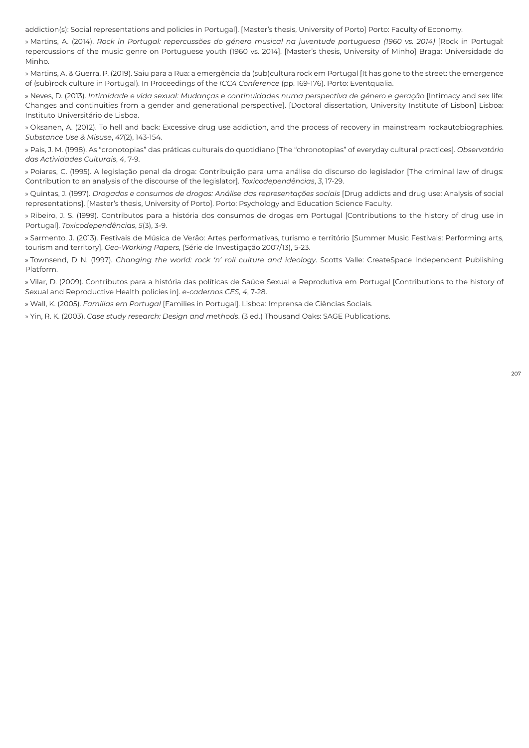addiction(s): Social representations and policies in Portugal]. [Master's thesis, University of Porto] Porto: Faculty of Economy.

» Martins, A. (2014). *Rock in Portugal: repercussões do género musical na juventude portuguesa (1960 vs. 2014)* [Rock in Portugal: repercussions of the music genre on Portuguese youth (1960 vs. 2014]. [Master's thesis, University of Minho] Braga: Universidade do Minho.

» Martins, A. & Guerra, P. (2019). Saiu para a Rua: a emergência da (sub)cultura rock em Portugal [It has gone to the street: the emergence of (sub)rock culture in Portugal). In Proceedings of the *ICCA Conference* (pp. 169-176). Porto: Eventqualia.

» Neves, D. (2013). *Intimidade e vida sexual: Mudanças e continuidades numa perspectiva de género e geração* [Intimacy and sex life: Changes and continuities from a gender and generational perspective]. [Doctoral dissertation, University Institute of Lisbon] Lisboa: Instituto Universitário de Lisboa.

» Oksanen, A. (2012). To hell and back: Excessive drug use addiction, and the process of recovery in mainstream rockautobiographies. *Substance Use & Misuse*, *47*(2), 143-154.

» Pais, J. M. (1998). As "cronotopias" das práticas culturais do quotidiano [The "chronotopias" of everyday cultural practices]. *Observatório das Actividades Culturais*, *4*, 7-9.

» Poiares, C. (1995). A legislação penal da droga: Contribuição para uma análise do discurso do legislador [The criminal law of drugs: Contribution to an analysis of the discourse of the legislator]. *Toxicodependências*, *3*, 17-29.

» Quintas, J. (1997). *Drogados e consumos de drogas: Análise das representações sociais* [Drug addicts and drug use: Analysis of social representations]. [Master's thesis, University of Porto]. Porto: Psychology and Education Science Faculty.

» Ribeiro, J. S. (1999). Contributos para a história dos consumos de drogas em Portugal [Contributions to the history of drug use in Portugal]. *Toxicodependências*, *5*(3), 3-9.

» Sarmento, J. (2013). Festivais de Música de Verão: Artes performativas, turismo e território [Summer Music Festivals: Performing arts, tourism and territory]. *Geo-Working Papers*, (Série de Investigação 2007/13), 5-23.

» Townsend, D N. (1997). *Changing the world: rock 'n' roll culture and ideology*. Scotts Valle: CreateSpace Independent Publishing Platform.

» Vilar, D. (2009). Contributos para a história das políticas de Saúde Sexual e Reprodutiva em Portugal [Contributions to the history of Sexual and Reproductive Health policies in]. *e-cadernos CES, 4*, 7-28.

» Wall, K. (2005). *Famílias em Portugal* [Families in Portugal]. Lisboa: Imprensa de Ciências Sociais.

» Yin, R. K. (2003). *Case study research: Design and methods*. (3 ed.) Thousand Oaks: SAGE Publications.